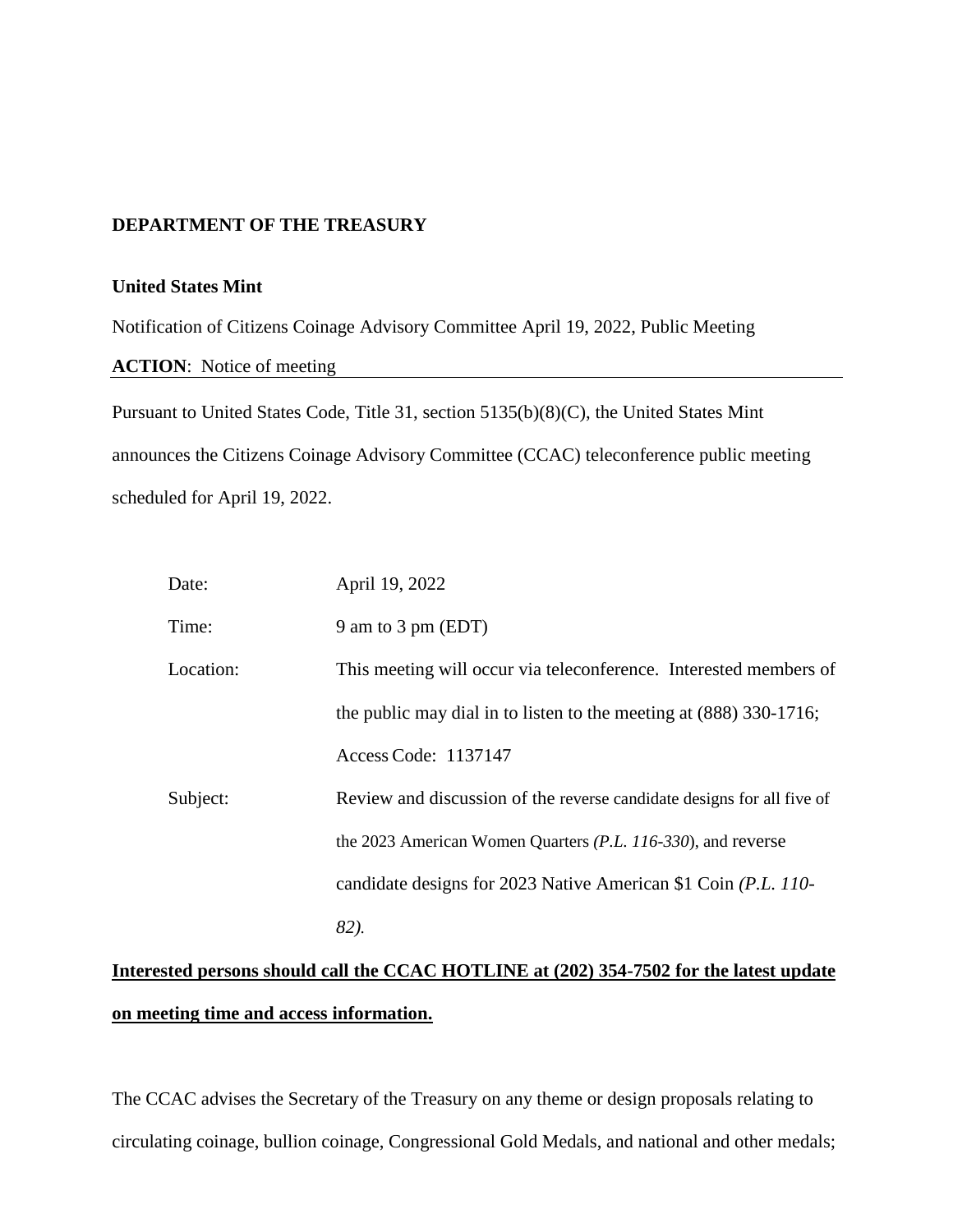**DEPARTMENT OF THE TREASURY**

**United States Mint**

Notification of Citizens Coinage Advisory Committee April 19, 2022, Public Meeting

**ACTION**: Notice of meeting

Pursuant to United States Code, Title 31, section 5135(b)(8)(C), the United States Mint announces the Citizens Coinage Advisory Committee (CCAC) teleconference public meeting scheduled for April 19, 2022.

| | |
|---|---|
| Date: | April 19, 2022 |
| Time: | 9 am to 3 pm (EDT) |
| Location: | This meeting will occur via teleconference. Interested members of the public may dial in to listen to the meeting at (888) 330-1716; Access Code: 1137147 |
| Subject: | Review and discussion of the reverse candidate designs for all five of the 2023 American Women Quarters *(P.L. 116-330*), and reverse candidate designs for 2023 Native American $1 Coin *(P.L. 110-82).* |

**Interested persons should call the CCAC HOTLINE at (202) 354-7502 for the latest update on meeting time and access information.**

The CCAC advises the Secretary of the Treasury on any theme or design proposals relating to circulating coinage, bullion coinage, Congressional Gold Medals, and national and other medals;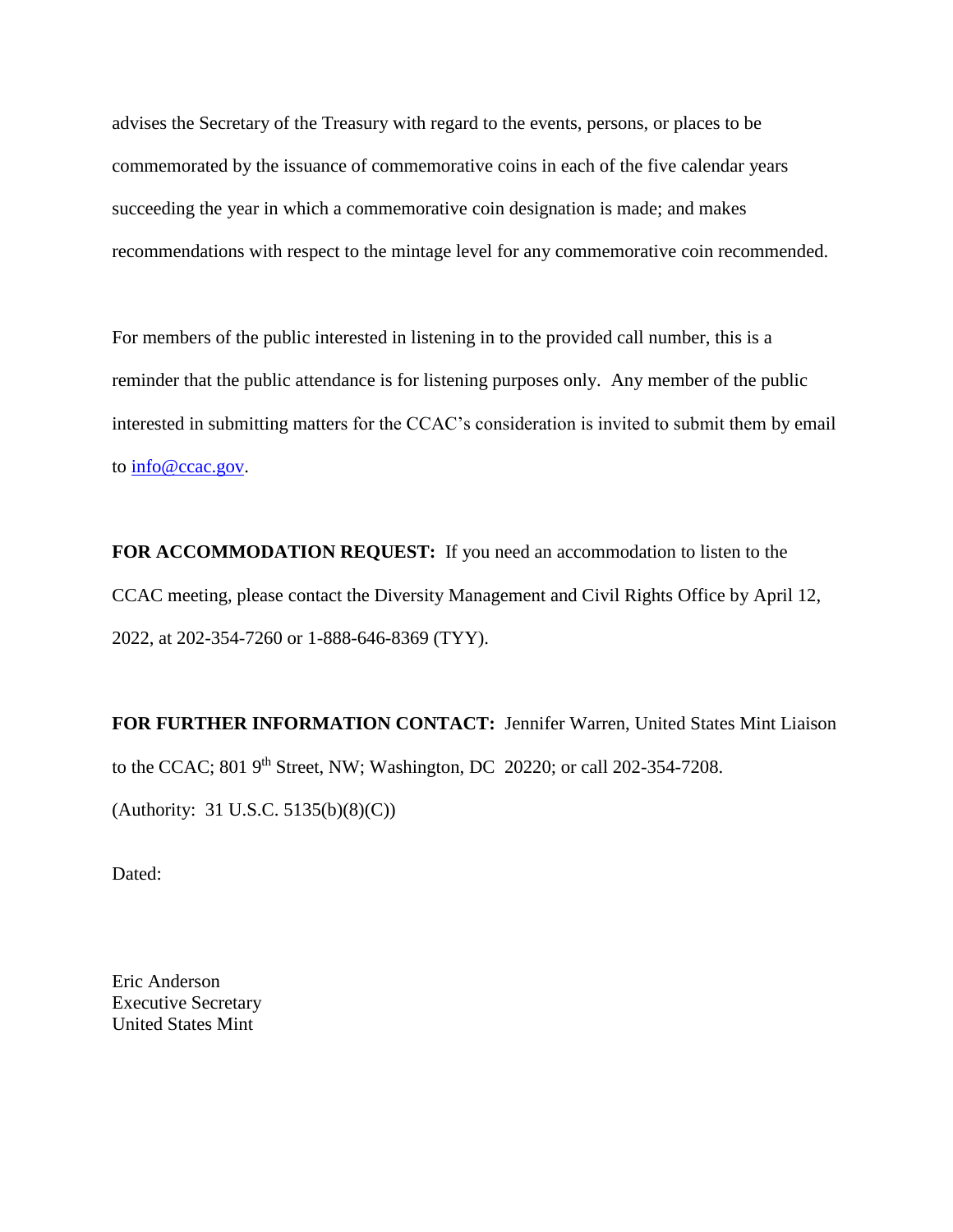advises the Secretary of the Treasury with regard to the events, persons, or places to be commemorated by the issuance of commemorative coins in each of the five calendar years succeeding the year in which a commemorative coin designation is made; and makes recommendations with respect to the mintage level for any commemorative coin recommended.

For members of the public interested in listening in to the provided call number, this is a reminder that the public attendance is for listening purposes only. Any member of the public interested in submitting matters for the CCAC's consideration is invited to submit them by email to info@ccac.gov.

**FOR ACCOMMODATION REQUEST:** If you need an accommodation to listen to the CCAC meeting, please contact the Diversity Management and Civil Rights Office by April 12, 2022, at 202-354-7260 or 1-888-646-8369 (TYY).

**FOR FURTHER INFORMATION CONTACT:** Jennifer Warren, United States Mint Liaison to the CCAC; 801 9th Street, NW; Washington, DC 20220; or call 202-354-7208.

(Authority: 31 U.S.C. 5135(b)(8)(C))

Dated:

Eric Anderson
Executive Secretary
United States Mint